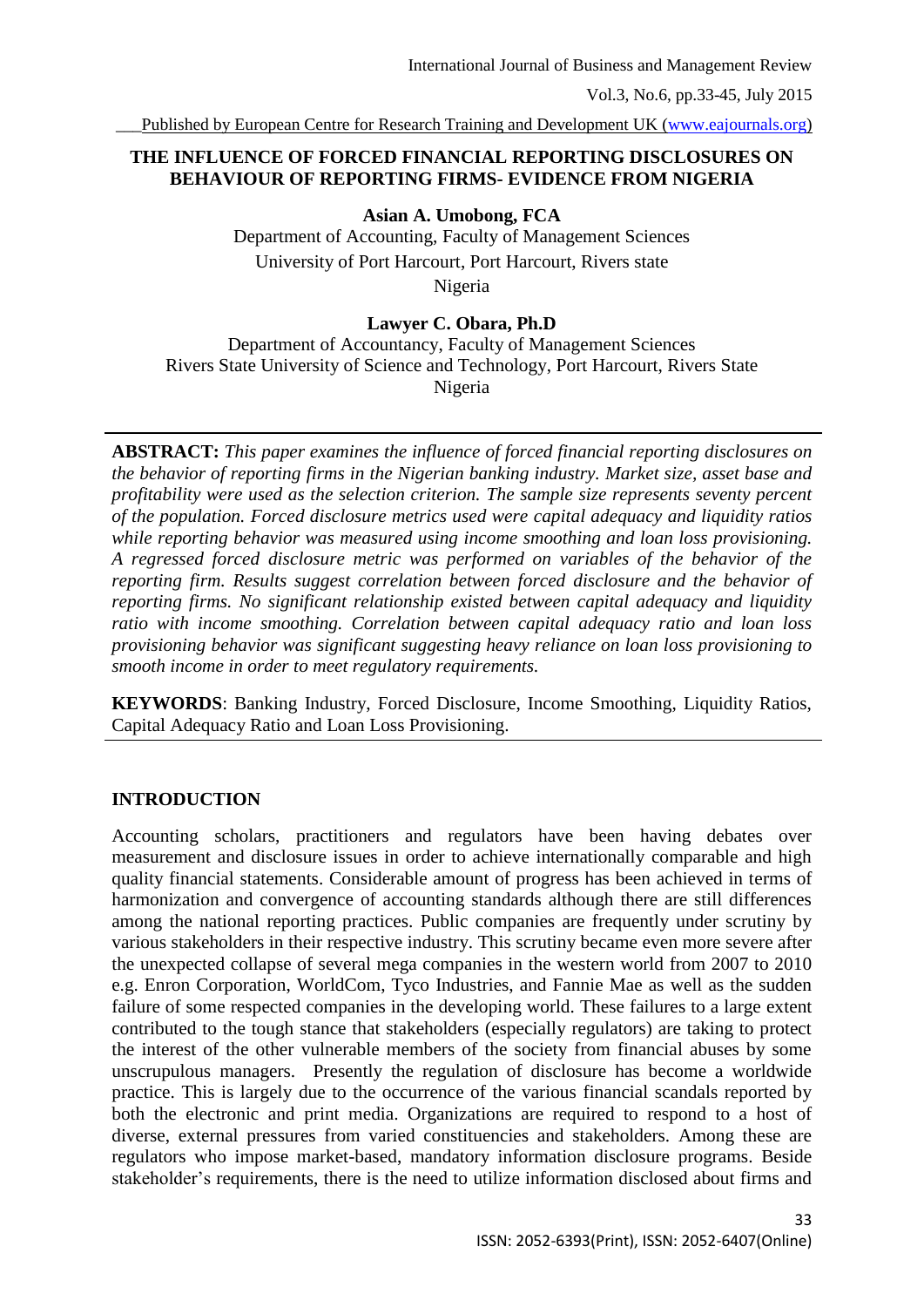# THE INFLUENCE OF FORCED FINANCIAL REPORTING DISCLOSURES ON BEHAVIOUR OF REPORTING FIRMS- EVIDENCE FROM NIGERIA

**Asian A. Umobong, FCA**

Department of Accounting, Faculty of Management Sciences
University of Port Harcourt, Port Harcourt, Rivers state
Nigeria

**Lawyer C. Obara, Ph.D**

Department of Accountancy, Faculty of Management Sciences
Rivers State University of Science and Technology, Port Harcourt, Rivers State
Nigeria

**ABSTRACT:** *This paper examines the influence of forced financial reporting disclosures on the behavior of reporting firms in the Nigerian banking industry. Market size, asset base and profitability were used as the selection criterion. The sample size represents seventy percent of the population. Forced disclosure metrics used were capital adequacy and liquidity ratios while reporting behavior was measured using income smoothing and loan loss provisioning. A regressed forced disclosure metric was performed on variables of the behavior of the reporting firm. Results suggest correlation between forced disclosure and the behavior of reporting firms. No significant relationship existed between capital adequacy and liquidity ratio with income smoothing. Correlation between capital adequacy ratio and loan loss provisioning behavior was significant suggesting heavy reliance on loan loss provisioning to smooth income in order to meet regulatory requirements.*

**KEYWORDS**: Banking Industry, Forced Disclosure, Income Smoothing, Liquidity Ratios, Capital Adequacy Ratio and Loan Loss Provisioning.

## INTRODUCTION

Accounting scholars, practitioners and regulators have been having debates over measurement and disclosure issues in order to achieve internationally comparable and high quality financial statements. Considerable amount of progress has been achieved in terms of harmonization and convergence of accounting standards although there are still differences among the national reporting practices. Public companies are frequently under scrutiny by various stakeholders in their respective industry. This scrutiny became even more severe after the unexpected collapse of several mega companies in the western world from 2007 to 2010 e.g. Enron Corporation, WorldCom, Tyco Industries, and Fannie Mae as well as the sudden failure of some respected companies in the developing world. These failures to a large extent contributed to the tough stance that stakeholders (especially regulators) are taking to protect the interest of the other vulnerable members of the society from financial abuses by some unscrupulous managers. Presently the regulation of disclosure has become a worldwide practice. This is largely due to the occurrence of the various financial scandals reported by both the electronic and print media. Organizations are required to respond to a host of diverse, external pressures from varied constituencies and stakeholders. Among these are regulators who impose market-based, mandatory information disclosure programs. Beside stakeholder's requirements, there is the need to utilize information disclosed about firms and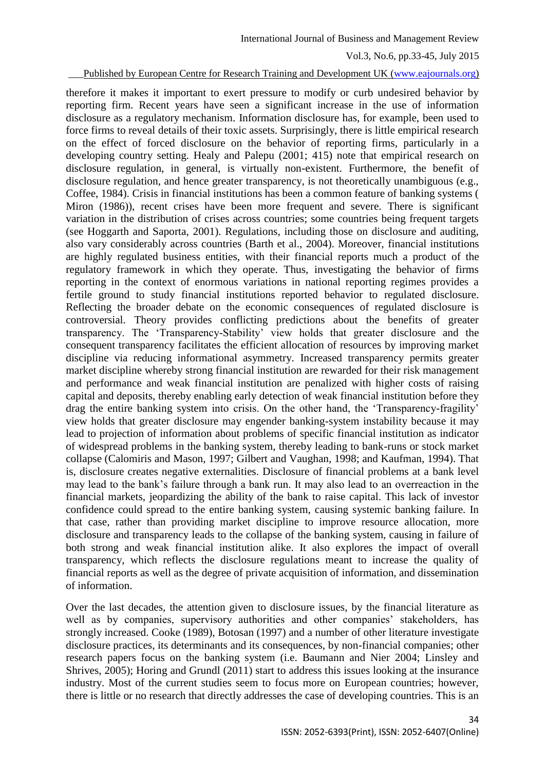therefore it makes it important to exert pressure to modify or curb undesired behavior by reporting firm. Recent years have seen a significant increase in the use of information disclosure as a regulatory mechanism. Information disclosure has, for example, been used to force firms to reveal details of their toxic assets. Surprisingly, there is little empirical research on the effect of forced disclosure on the behavior of reporting firms, particularly in a developing country setting. Healy and Palepu (2001; 415) note that empirical research on disclosure regulation, in general, is virtually non-existent. Furthermore, the benefit of disclosure regulation, and hence greater transparency, is not theoretically unambiguous (e.g., Coffee, 1984). Crisis in financial institutions has been a common feature of banking systems ( Miron (1986)), recent crises have been more frequent and severe. There is significant variation in the distribution of crises across countries; some countries being frequent targets (see Hoggarth and Saporta, 2001). Regulations, including those on disclosure and auditing, also vary considerably across countries (Barth et al., 2004). Moreover, financial institutions are highly regulated business entities, with their financial reports much a product of the regulatory framework in which they operate. Thus, investigating the behavior of firms reporting in the context of enormous variations in national reporting regimes provides a fertile ground to study financial institutions reported behavior to regulated disclosure. Reflecting the broader debate on the economic consequences of regulated disclosure is controversial. Theory provides conflicting predictions about the benefits of greater transparency. The 'Transparency-Stability' view holds that greater disclosure and the consequent transparency facilitates the efficient allocation of resources by improving market discipline via reducing informational asymmetry. Increased transparency permits greater market discipline whereby strong financial institution are rewarded for their risk management and performance and weak financial institution are penalized with higher costs of raising capital and deposits, thereby enabling early detection of weak financial institution before they drag the entire banking system into crisis. On the other hand, the 'Transparency-fragility' view holds that greater disclosure may engender banking-system instability because it may lead to projection of information about problems of specific financial institution as indicator of widespread problems in the banking system, thereby leading to bank-runs or stock market collapse (Calomiris and Mason, 1997; Gilbert and Vaughan, 1998; and Kaufman, 1994). That is, disclosure creates negative externalities. Disclosure of financial problems at a bank level may lead to the bank's failure through a bank run. It may also lead to an overreaction in the financial markets, jeopardizing the ability of the bank to raise capital. This lack of investor confidence could spread to the entire banking system, causing systemic banking failure. In that case, rather than providing market discipline to improve resource allocation, more disclosure and transparency leads to the collapse of the banking system, causing in failure of both strong and weak financial institution alike. It also explores the impact of overall transparency, which reflects the disclosure regulations meant to increase the quality of financial reports as well as the degree of private acquisition of information, and dissemination of information.

Over the last decades, the attention given to disclosure issues, by the financial literature as well as by companies, supervisory authorities and other companies' stakeholders, has strongly increased. Cooke (1989), Botosan (1997) and a number of other literature investigate disclosure practices, its determinants and its consequences, by non-financial companies; other research papers focus on the banking system (i.e. Baumann and Nier 2004; Linsley and Shrives, 2005); Horing and Grundl (2011) start to address this issues looking at the insurance industry. Most of the current studies seem to focus more on European countries; however, there is little or no research that directly addresses the case of developing countries. This is an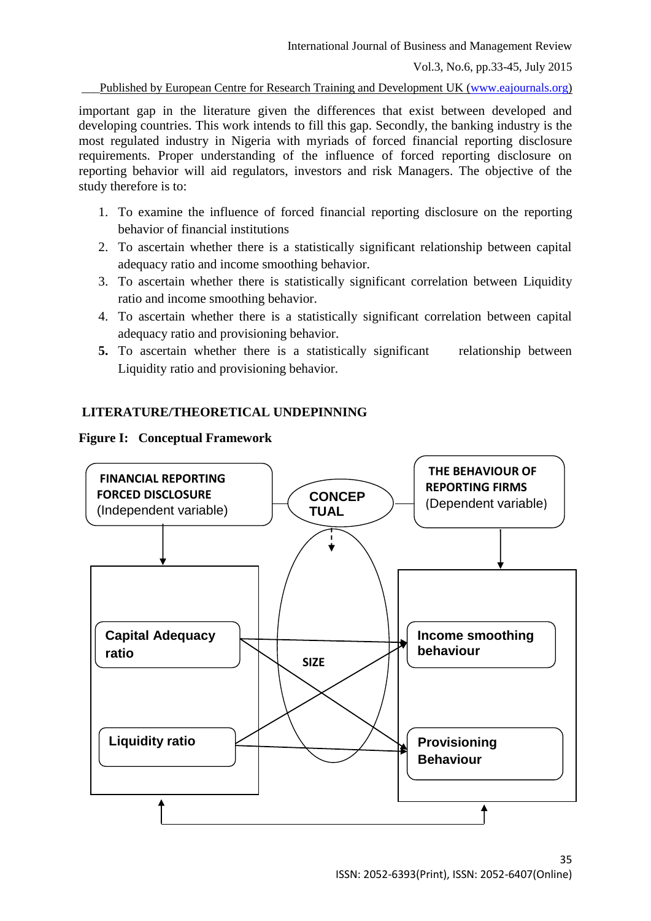important gap in the literature given the differences that exist between developed and developing countries. This work intends to fill this gap. Secondly, the banking industry is the most regulated industry in Nigeria with myriads of forced financial reporting disclosure requirements. Proper understanding of the influence of forced reporting disclosure on reporting behavior will aid regulators, investors and risk Managers. The objective of the study therefore is to:

1. To examine the influence of forced financial reporting disclosure on the reporting behavior of financial institutions
2. To ascertain whether there is a statistically significant relationship between capital adequacy ratio and income smoothing behavior.
3. To ascertain whether there is statistically significant correlation between Liquidity ratio and income smoothing behavior.
4. To ascertain whether there is a statistically significant correlation between capital adequacy ratio and provisioning behavior.
5. To ascertain whether there is a statistically significant relationship between Liquidity ratio and provisioning behavior.

## LITERATURE/THEORETICAL UNDEPINNING

**Figure I: Conceptual Framework**

FINANCIAL REPORTING FORCED DISCLOSURE (Independent variable)

CONCEPTUAL

THE BEHAVIOUR OF REPORTING FIRMS (Dependent variable)

Capital Adequacy ratio

Liquidity ratio

SIZE

Income smoothing behaviour

Provisioning Behaviour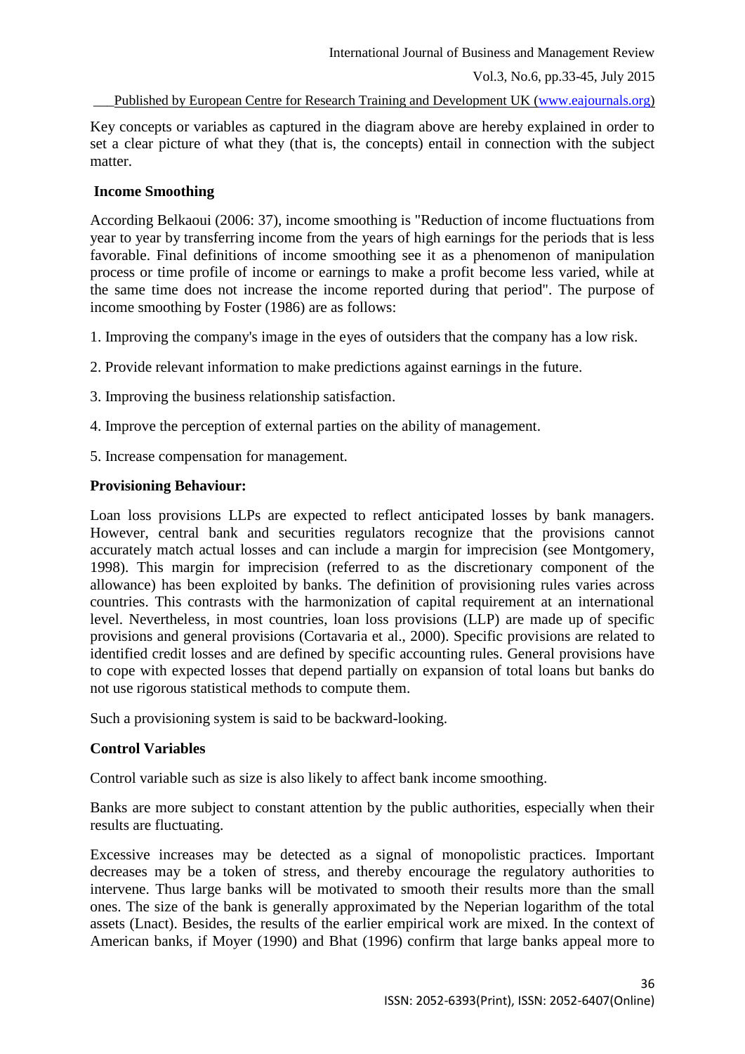Key concepts or variables as captured in the diagram above are hereby explained in order to set a clear picture of what they (that is, the concepts) entail in connection with the subject matter.

## Income Smoothing

According Belkaoui (2006: 37), income smoothing is "Reduction of income fluctuations from year to year by transferring income from the years of high earnings for the periods that is less favorable. Final definitions of income smoothing see it as a phenomenon of manipulation process or time profile of income or earnings to make a profit become less varied, while at the same time does not increase the income reported during that period". The purpose of income smoothing by Foster (1986) are as follows:

1. Improving the company's image in the eyes of outsiders that the company has a low risk.
2. Provide relevant information to make predictions against earnings in the future.
3. Improving the business relationship satisfaction.
4. Improve the perception of external parties on the ability of management.
5. Increase compensation for management.

## Provisioning Behaviour:

Loan loss provisions LLPs are expected to reflect anticipated losses by bank managers. However, central bank and securities regulators recognize that the provisions cannot accurately match actual losses and can include a margin for imprecision (see Montgomery, 1998). This margin for imprecision (referred to as the discretionary component of the allowance) has been exploited by banks. The definition of provisioning rules varies across countries. This contrasts with the harmonization of capital requirement at an international level. Nevertheless, in most countries, loan loss provisions (LLP) are made up of specific provisions and general provisions (Cortavaria et al., 2000). Specific provisions are related to identified credit losses and are defined by specific accounting rules. General provisions have to cope with expected losses that depend partially on expansion of total loans but banks do not use rigorous statistical methods to compute them.

Such a provisioning system is said to be backward-looking.

## Control Variables

Control variable such as size is also likely to affect bank income smoothing.

Banks are more subject to constant attention by the public authorities, especially when their results are fluctuating.

Excessive increases may be detected as a signal of monopolistic practices. Important decreases may be a token of stress, and thereby encourage the regulatory authorities to intervene. Thus large banks will be motivated to smooth their results more than the small ones. The size of the bank is generally approximated by the Neperian logarithm of the total assets (Lnact). Besides, the results of the earlier empirical work are mixed. In the context of American banks, if Moyer (1990) and Bhat (1996) confirm that large banks appeal more to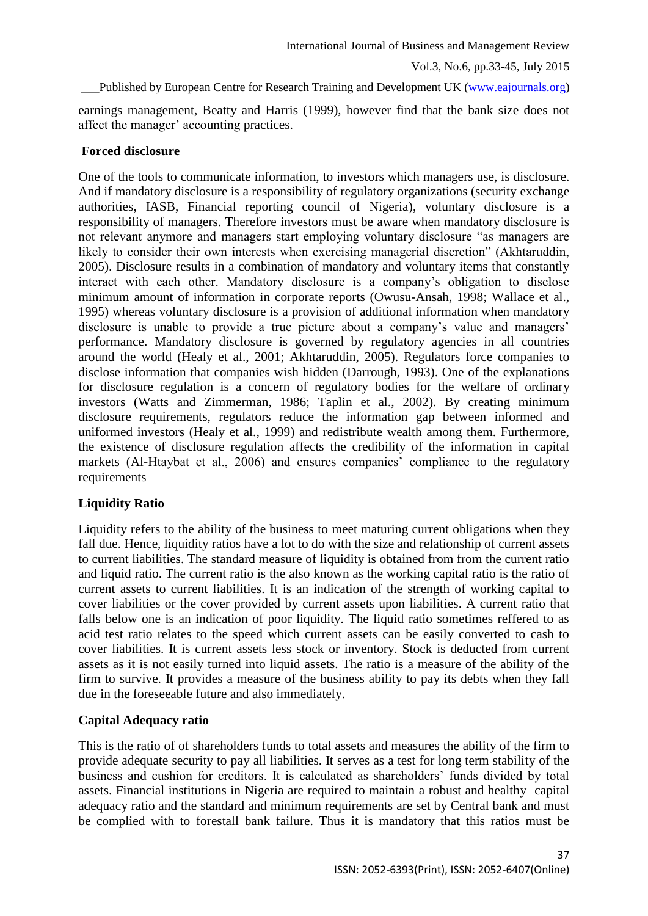earnings management, Beatty and Harris (1999), however find that the bank size does not affect the manager' accounting practices.

## Forced disclosure

One of the tools to communicate information, to investors which managers use, is disclosure. And if mandatory disclosure is a responsibility of regulatory organizations (security exchange authorities, IASB, Financial reporting council of Nigeria), voluntary disclosure is a responsibility of managers. Therefore investors must be aware when mandatory disclosure is not relevant anymore and managers start employing voluntary disclosure "as managers are likely to consider their own interests when exercising managerial discretion" (Akhtaruddin, 2005). Disclosure results in a combination of mandatory and voluntary items that constantly interact with each other. Mandatory disclosure is a company's obligation to disclose minimum amount of information in corporate reports (Owusu-Ansah, 1998; Wallace et al., 1995) whereas voluntary disclosure is a provision of additional information when mandatory disclosure is unable to provide a true picture about a company's value and managers' performance. Mandatory disclosure is governed by regulatory agencies in all countries around the world (Healy et al., 2001; Akhtaruddin, 2005). Regulators force companies to disclose information that companies wish hidden (Darrough, 1993). One of the explanations for disclosure regulation is a concern of regulatory bodies for the welfare of ordinary investors (Watts and Zimmerman, 1986; Taplin et al., 2002). By creating minimum disclosure requirements, regulators reduce the information gap between informed and uniformed investors (Healy et al., 1999) and redistribute wealth among them. Furthermore, the existence of disclosure regulation affects the credibility of the information in capital markets (Al-Htaybat et al., 2006) and ensures companies' compliance to the regulatory requirements

## Liquidity Ratio

Liquidity refers to the ability of the business to meet maturing current obligations when they fall due. Hence, liquidity ratios have a lot to do with the size and relationship of current assets to current liabilities. The standard measure of liquidity is obtained from from the current ratio and liquid ratio. The current ratio is the also known as the working capital ratio is the ratio of current assets to current liabilities. It is an indication of the strength of working capital to cover liabilities or the cover provided by current assets upon liabilities. A current ratio that falls below one is an indication of poor liquidity. The liquid ratio sometimes reffered to as acid test ratio relates to the speed which current assets can be easily converted to cash to cover liabilities. It is current assets less stock or inventory. Stock is deducted from current assets as it is not easily turned into liquid assets. The ratio is a measure of the ability of the firm to survive. It provides a measure of the business ability to pay its debts when they fall due in the foreseeable future and also immediately.

## Capital Adequacy ratio

This is the ratio of of shareholders funds to total assets and measures the ability of the firm to provide adequate security to pay all liabilities. It serves as a test for long term stability of the business and cushion for creditors. It is calculated as shareholders' funds divided by total assets. Financial institutions in Nigeria are required to maintain a robust and healthy capital adequacy ratio and the standard and minimum requirements are set by Central bank and must be complied with to forestall bank failure. Thus it is mandatory that this ratios must be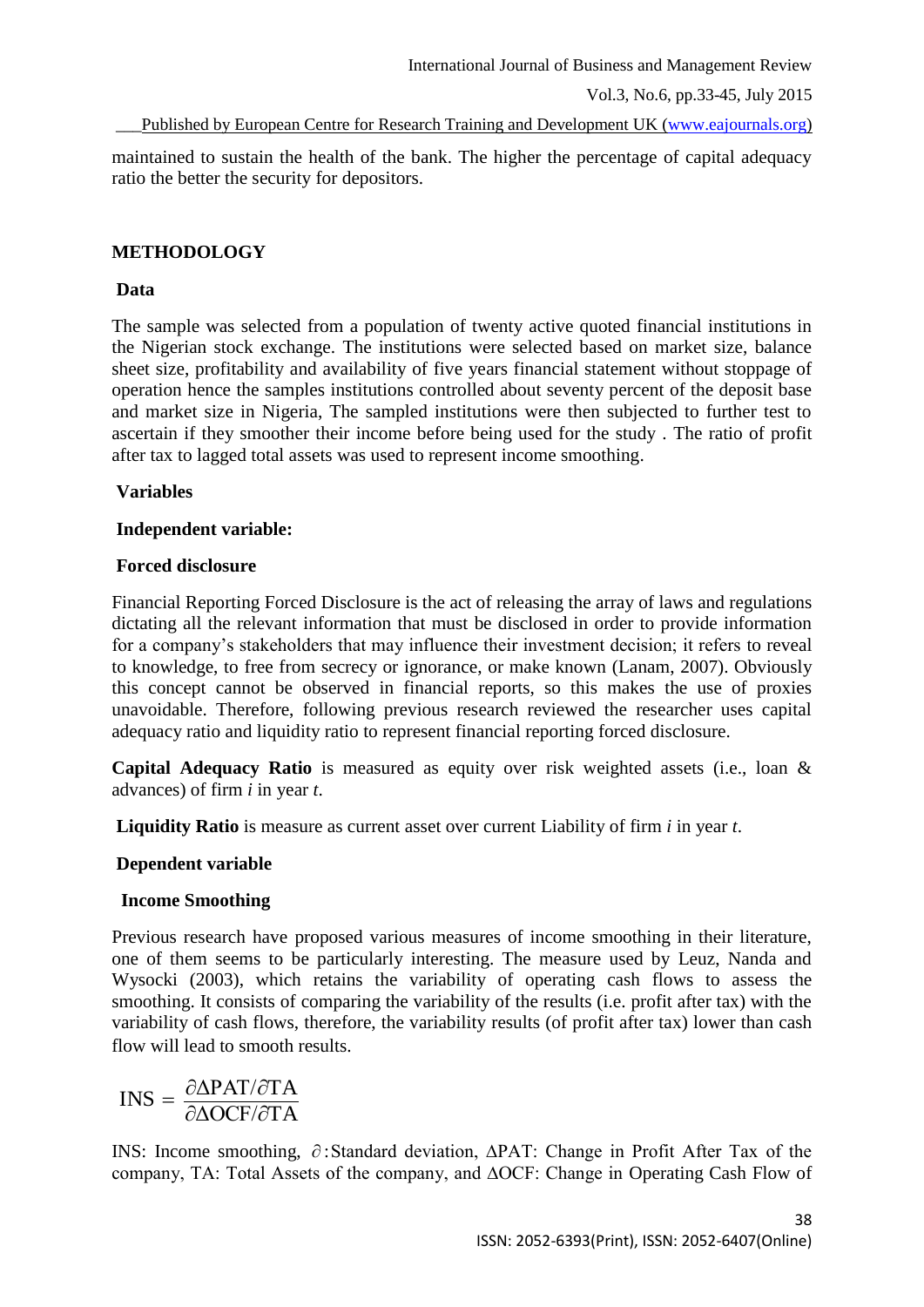maintained to sustain the health of the bank. The higher the percentage of capital adequacy ratio the better the security for depositors.

## METHODOLOGY

### Data

The sample was selected from a population of twenty active quoted financial institutions in the Nigerian stock exchange. The institutions were selected based on market size, balance sheet size, profitability and availability of five years financial statement without stoppage of operation hence the samples institutions controlled about seventy percent of the deposit base and market size in Nigeria, The sampled institutions were then subjected to further test to ascertain if they smoother their income before being used for the study . The ratio of profit after tax to lagged total assets was used to represent income smoothing.

### Variables

#### Independent variable:

#### Forced disclosure

Financial Reporting Forced Disclosure is the act of releasing the array of laws and regulations dictating all the relevant information that must be disclosed in order to provide information for a company's stakeholders that may influence their investment decision; it refers to reveal to knowledge, to free from secrecy or ignorance, or make known (Lanam, 2007). Obviously this concept cannot be observed in financial reports, so this makes the use of proxies unavoidable. Therefore, following previous research reviewed the researcher uses capital adequacy ratio and liquidity ratio to represent financial reporting forced disclosure.

**Capital Adequacy Ratio** is measured as equity over risk weighted assets (i.e., loan & advances) of firm *i* in year *t*.

**Liquidity Ratio** is measure as current asset over current Liability of firm *i* in year *t*.

#### Dependent variable

#### Income Smoothing

Previous research have proposed various measures of income smoothing in their literature, one of them seems to be particularly interesting. The measure used by Leuz, Nanda and Wysocki (2003), which retains the variability of operating cash flows to assess the smoothing. It consists of comparing the variability of the results (i.e. profit after tax) with the variability of cash flows, therefore, the variability results (of profit after tax) lower than cash flow will lead to smooth results.

$$\text{INS} = \frac{\partial \Delta \text{PAT}/\partial \text{TA}}{\partial \Delta \text{OCF}/\partial \text{TA}}$$

INS: Income smoothing, $\partial$:Standard deviation, $\Delta$PAT: Change in Profit After Tax of the company, TA: Total Assets of the company, and $\Delta$OCF: Change in Operating Cash Flow of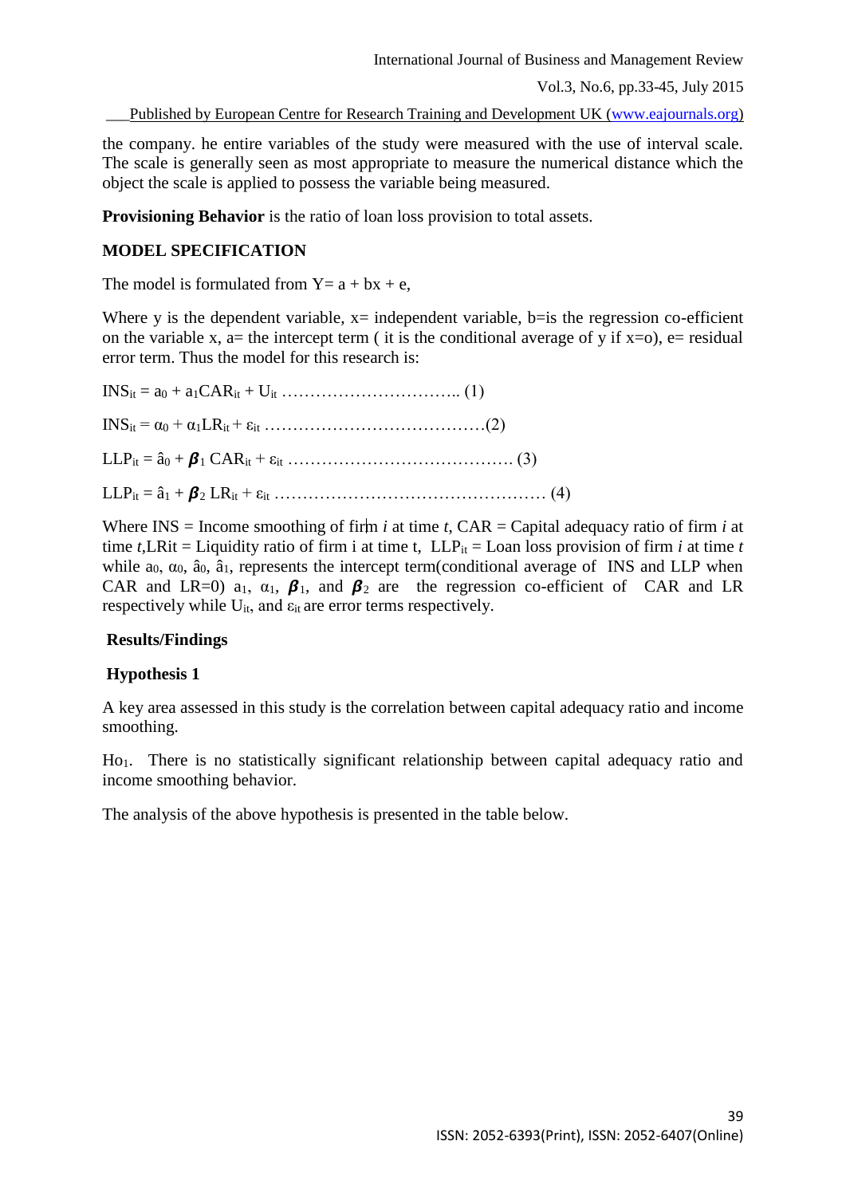the company. he entire variables of the study were measured with the use of interval scale. The scale is generally seen as most appropriate to measure the numerical distance which the object the scale is applied to possess the variable being measured.

**Provisioning Behavior** is the ratio of loan loss provision to total assets.

## MODEL SPECIFICATION

The model is formulated from Y= a + bx + e,

Where y is the dependent variable, x= independent variable, b=is the regression co-efficient on the variable x, a= the intercept term ( it is the conditional average of y if x=o), e= residual error term. Thus the model for this research is:

$INS_{it} = a_0 + a_1CAR_{it} + U_{it}$ ………………………….. (1)

$INS_{it} = \alpha_0 + \alpha_1LR_{it} + \varepsilon_{it}$ …………………………………(2)

$LLP_{it} = \hat{a}_0 + \boldsymbol{\beta}_1 CAR_{it} + \varepsilon_{it}$ …………………………………. (3)

$LLP_{it} = \hat{a}_1 + \boldsymbol{\beta}_2 LR_{it} + \varepsilon_{it}$ ………………………………………… (4)

Where INS = Income smoothing of firm *i* at time *t*, CAR = Capital adequacy ratio of firm *i* at time *t*,LRit = Liquidity ratio of firm i at time t, $LLP_{it}$ = Loan loss provision of firm *i* at time *t* while $a_0$, $\alpha_0$, $\hat{a}_0$, $\hat{a}_1$, represents the intercept term(conditional average of INS and LLP when CAR and LR=0) $a_1$, $\alpha_1$, $\boldsymbol{\beta}_1$, and $\boldsymbol{\beta}_2$ are the regression co-efficient of CAR and LR respectively while $U_{it}$, and $\varepsilon_{it}$ are error terms respectively.

### Results/Findings

### Hypothesis 1

A key area assessed in this study is the correlation between capital adequacy ratio and income smoothing.

$Ho_1$. There is no statistically significant relationship between capital adequacy ratio and income smoothing behavior.

The analysis of the above hypothesis is presented in the table below.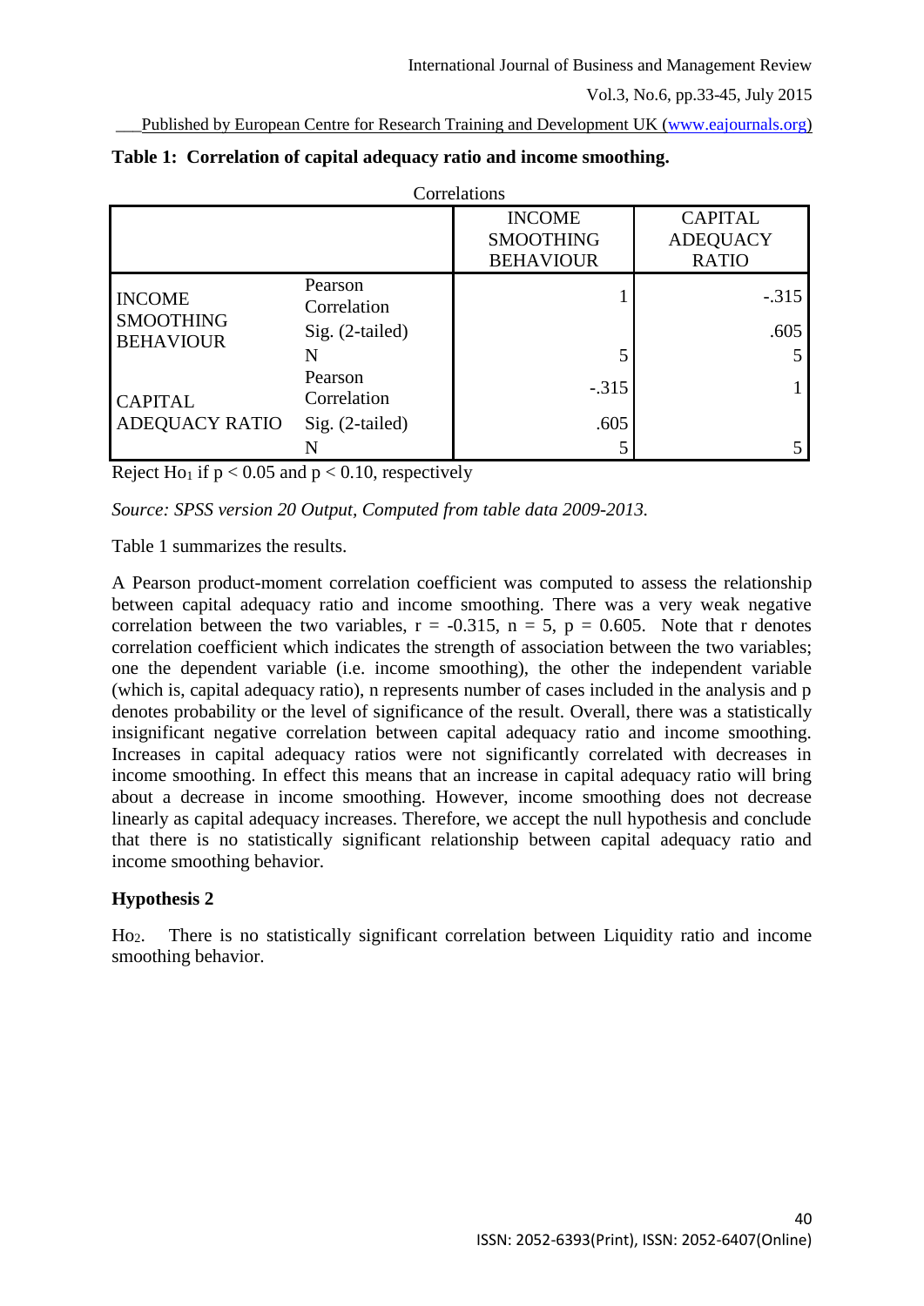**Table 1: Correlation of capital adequacy ratio and income smoothing.**

Correlations

| | | INCOME SMOOTHING BEHAVIOUR | CAPITAL ADEQUACY RATIO |
|---|---|---|---|
| INCOME SMOOTHING BEHAVIOUR | Pearson Correlation | 1 | -.315 |
| | Sig. (2-tailed) | | .605 |
| | N | 5 | 5 |
| CAPITAL ADEQUACY RATIO | Pearson Correlation | -.315 | 1 |
| | Sig. (2-tailed) | .605 | |
| | N | 5 | 5 |

Reject $Ho_1$ if $p < 0.05$ and $p < 0.10$, respectively

*Source: SPSS version 20 Output, Computed from table data 2009-2013.*

Table 1 summarizes the results.

A Pearson product-moment correlation coefficient was computed to assess the relationship between capital adequacy ratio and income smoothing. There was a very weak negative correlation between the two variables, $r = -0.315$, $n = 5$, $p = 0.605$. Note that r denotes correlation coefficient which indicates the strength of association between the two variables; one the dependent variable (i.e. income smoothing), the other the independent variable (which is, capital adequacy ratio), n represents number of cases included in the analysis and p denotes probability or the level of significance of the result. Overall, there was a statistically insignificant negative correlation between capital adequacy ratio and income smoothing. Increases in capital adequacy ratios were not significantly correlated with decreases in income smoothing. In effect this means that an increase in capital adequacy ratio will bring about a decrease in income smoothing. However, income smoothing does not decrease linearly as capital adequacy increases. Therefore, we accept the null hypothesis and conclude that there is no statistically significant relationship between capital adequacy ratio and income smoothing behavior.

### Hypothesis 2

$Ho_2$. There is no statistically significant correlation between Liquidity ratio and income smoothing behavior.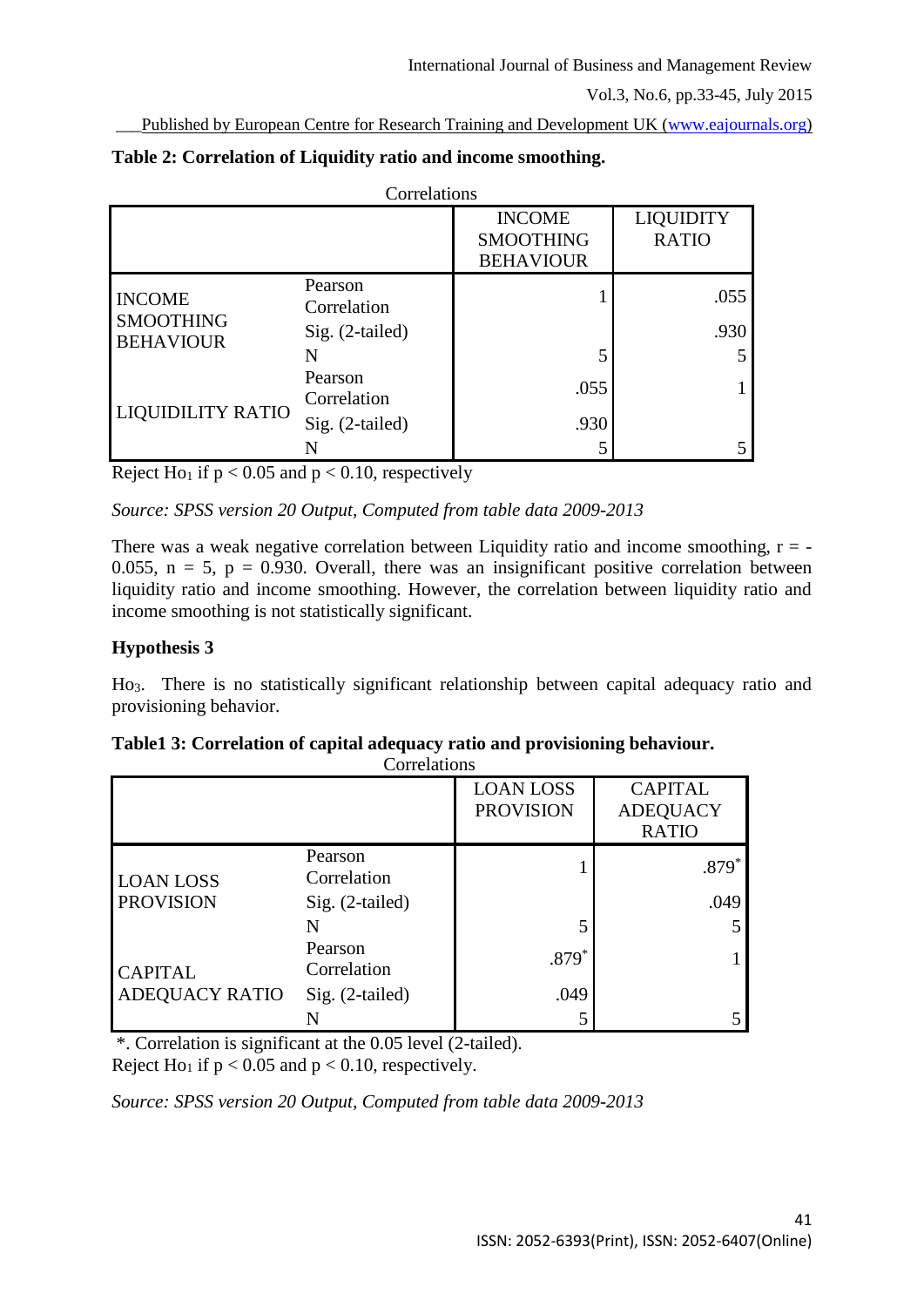**Table 2: Correlation of Liquidity ratio and income smoothing.**

Correlations

| | | INCOME SMOOTHING BEHAVIOUR | LIQUIDITY RATIO |
|---|---|---|---|
| INCOME SMOOTHING BEHAVIOUR | Pearson Correlation | 1 | .055 |
| | Sig. (2-tailed) | | .930 |
| | N | 5 | 5 |
| LIQUIDILITY RATIO | Pearson Correlation | .055 | 1 |
| | Sig. (2-tailed) | .930 | |
| | N | 5 | 5 |

Reject $Ho_1$ if $p < 0.05$ and $p < 0.10$, respectively

*Source: SPSS version 20 Output, Computed from table data 2009-2013*

There was a weak negative correlation between Liquidity ratio and income smoothing, $r = -0.055$, $n = 5$, $p = 0.930$. Overall, there was an insignificant positive correlation between liquidity ratio and income smoothing. However, the correlation between liquidity ratio and income smoothing is not statistically significant.

**Hypothesis 3**

$Ho_3$. There is no statistically significant relationship between capital adequacy ratio and provisioning behavior.

**Table1 3: Correlation of capital adequacy ratio and provisioning behaviour.**

Correlations

| | | LOAN LOSS PROVISION | CAPITAL ADEQUACY RATIO |
|---|---|---|---|
| LOAN LOSS PROVISION | Pearson Correlation | 1 | .879* |
| | Sig. (2-tailed) | | .049 |
| | N | 5 | 5 |
| CAPITAL ADEQUACY RATIO | Pearson Correlation | .879* | 1 |
| | Sig. (2-tailed) | .049 | |
| | N | 5 | 5 |

*. Correlation is significant at the 0.05 level (2-tailed).
Reject $Ho_1$ if $p < 0.05$ and $p < 0.10$, respectively.

*Source: SPSS version 20 Output, Computed from table data 2009-2013*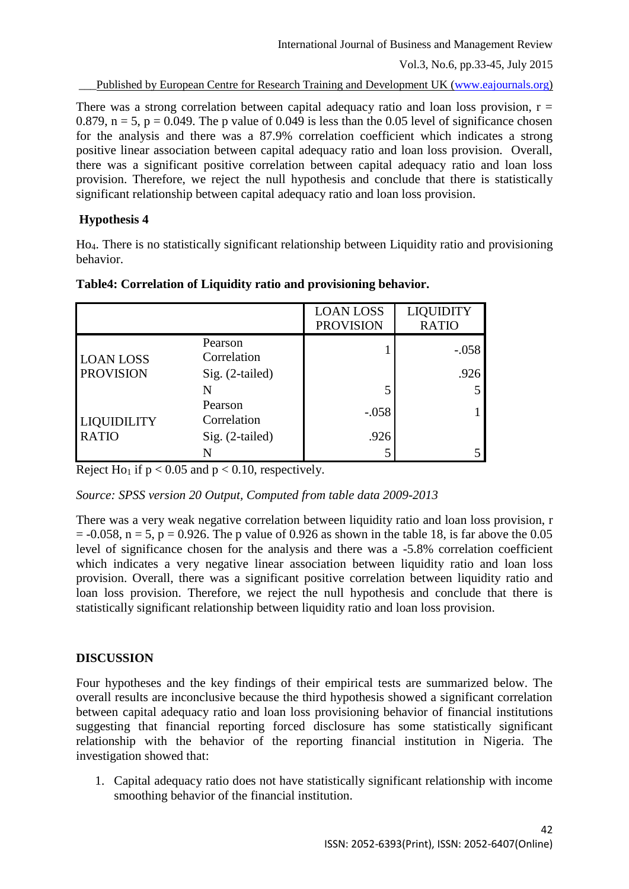There was a strong correlation between capital adequacy ratio and loan loss provision, $r = 0.879$, $n = 5$, $p = 0.049$. The p value of 0.049 is less than the 0.05 level of significance chosen for the analysis and there was a 87.9% correlation coefficient which indicates a strong positive linear association between capital adequacy ratio and loan loss provision. Overall, there was a significant positive correlation between capital adequacy ratio and loan loss provision. Therefore, we reject the null hypothesis and conclude that there is statistically significant relationship between capital adequacy ratio and loan loss provision.

### Hypothesis 4

$Ho_4$. There is no statistically significant relationship between Liquidity ratio and provisioning behavior.

**Table4: Correlation of Liquidity ratio and provisioning behavior.**

| | | LOAN LOSS PROVISION | LIQUIDITY RATIO |
|---|---|---|---|
| LOAN LOSS PROVISION | Pearson Correlation | 1 | -.058 |
| | Sig. (2-tailed) | | .926 |
| | N | 5 | 5 |
| LIQUIDILITY RATIO | Pearson Correlation | -.058 | 1 |
| | Sig. (2-tailed) | .926 | |
| | N | 5 | 5 |

Reject $Ho_1$ if $p < 0.05$ and $p < 0.10$, respectively.

*Source: SPSS version 20 Output, Computed from table data 2009-2013*

There was a very weak negative correlation between liquidity ratio and loan loss provision, $r = -0.058$, $n = 5$, $p = 0.926$. The p value of 0.926 as shown in the table 18, is far above the 0.05 level of significance chosen for the analysis and there was a -5.8% correlation coefficient which indicates a very negative linear association between liquidity ratio and loan loss provision. Overall, there was a significant positive correlation between liquidity ratio and loan loss provision. Therefore, we reject the null hypothesis and conclude that there is statistically significant relationship between liquidity ratio and loan loss provision.

## DISCUSSION

Four hypotheses and the key findings of their empirical tests are summarized below. The overall results are inconclusive because the third hypothesis showed a significant correlation between capital adequacy ratio and loan loss provisioning behavior of financial institutions suggesting that financial reporting forced disclosure has some statistically significant relationship with the behavior of the reporting financial institution in Nigeria. The investigation showed that:

1. Capital adequacy ratio does not have statistically significant relationship with income smoothing behavior of the financial institution.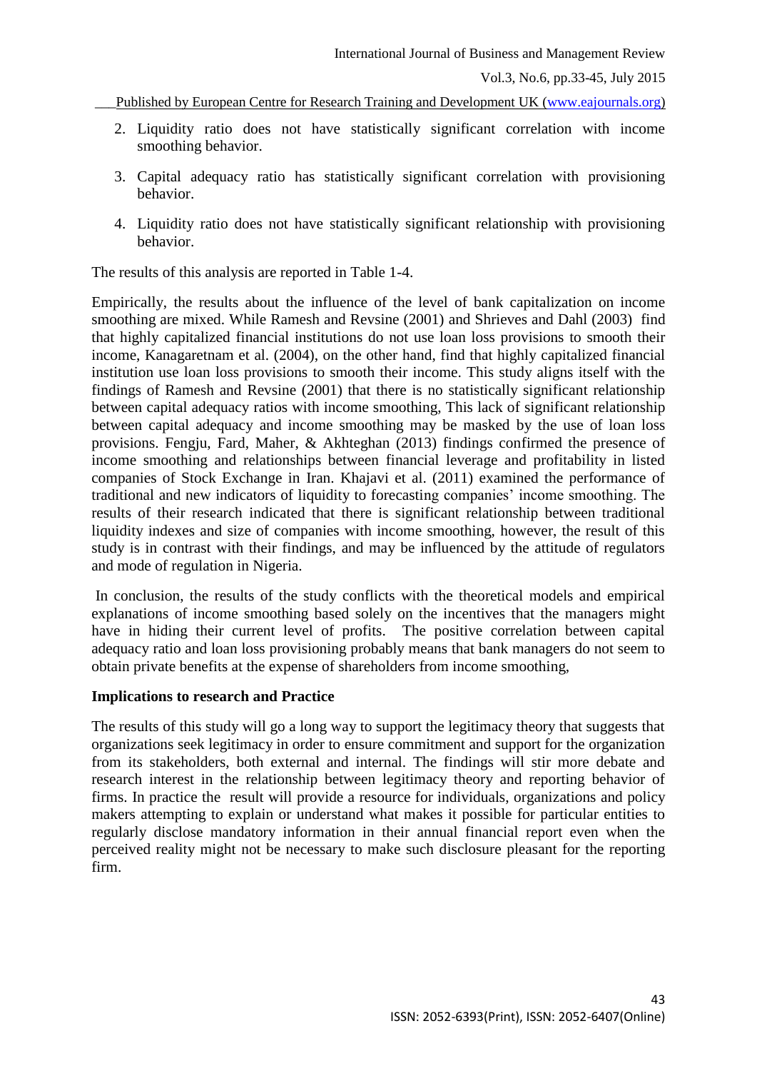2. Liquidity ratio does not have statistically significant correlation with income smoothing behavior.
3. Capital adequacy ratio has statistically significant correlation with provisioning behavior.
4. Liquidity ratio does not have statistically significant relationship with provisioning behavior.

The results of this analysis are reported in Table 1-4.

Empirically, the results about the influence of the level of bank capitalization on income smoothing are mixed. While Ramesh and Revsine (2001) and Shrieves and Dahl (2003) find that highly capitalized financial institutions do not use loan loss provisions to smooth their income, Kanagaretnam et al. (2004), on the other hand, find that highly capitalized financial institution use loan loss provisions to smooth their income. This study aligns itself with the findings of Ramesh and Revsine (2001) that there is no statistically significant relationship between capital adequacy ratios with income smoothing, This lack of significant relationship between capital adequacy and income smoothing may be masked by the use of loan loss provisions. Fengju, Fard, Maher, & Akhteghan (2013) findings confirmed the presence of income smoothing and relationships between financial leverage and profitability in listed companies of Stock Exchange in Iran. Khajavi et al. (2011) examined the performance of traditional and new indicators of liquidity to forecasting companies' income smoothing. The results of their research indicated that there is significant relationship between traditional liquidity indexes and size of companies with income smoothing, however, the result of this study is in contrast with their findings, and may be influenced by the attitude of regulators and mode of regulation in Nigeria.

In conclusion, the results of the study conflicts with the theoretical models and empirical explanations of income smoothing based solely on the incentives that the managers might have in hiding their current level of profits. The positive correlation between capital adequacy ratio and loan loss provisioning probably means that bank managers do not seem to obtain private benefits at the expense of shareholders from income smoothing,

**Implications to research and Practice**

The results of this study will go a long way to support the legitimacy theory that suggests that organizations seek legitimacy in order to ensure commitment and support for the organization from its stakeholders, both external and internal. The findings will stir more debate and research interest in the relationship between legitimacy theory and reporting behavior of firms. In practice the result will provide a resource for individuals, organizations and policy makers attempting to explain or understand what makes it possible for particular entities to regularly disclose mandatory information in their annual financial report even when the perceived reality might not be necessary to make such disclosure pleasant for the reporting firm.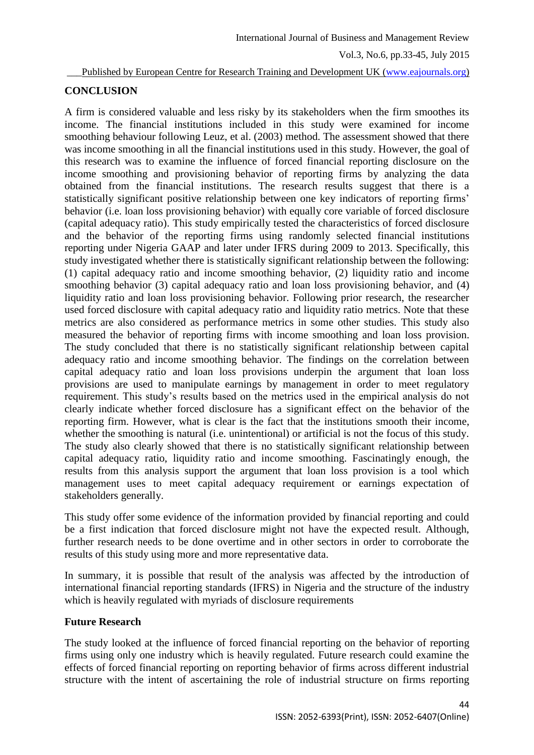## CONCLUSION

A firm is considered valuable and less risky by its stakeholders when the firm smoothes its income. The financial institutions included in this study were examined for income smoothing behaviour following Leuz, et al. (2003) method. The assessment showed that there was income smoothing in all the financial institutions used in this study. However, the goal of this research was to examine the influence of forced financial reporting disclosure on the income smoothing and provisioning behavior of reporting firms by analyzing the data obtained from the financial institutions. The research results suggest that there is a statistically significant positive relationship between one key indicators of reporting firms' behavior (i.e. loan loss provisioning behavior) with equally core variable of forced disclosure (capital adequacy ratio). This study empirically tested the characteristics of forced disclosure and the behavior of the reporting firms using randomly selected financial institutions reporting under Nigeria GAAP and later under IFRS during 2009 to 2013. Specifically, this study investigated whether there is statistically significant relationship between the following: (1) capital adequacy ratio and income smoothing behavior, (2) liquidity ratio and income smoothing behavior (3) capital adequacy ratio and loan loss provisioning behavior, and (4) liquidity ratio and loan loss provisioning behavior. Following prior research, the researcher used forced disclosure with capital adequacy ratio and liquidity ratio metrics. Note that these metrics are also considered as performance metrics in some other studies. This study also measured the behavior of reporting firms with income smoothing and loan loss provision. The study concluded that there is no statistically significant relationship between capital adequacy ratio and income smoothing behavior. The findings on the correlation between capital adequacy ratio and loan loss provisions underpin the argument that loan loss provisions are used to manipulate earnings by management in order to meet regulatory requirement. This study's results based on the metrics used in the empirical analysis do not clearly indicate whether forced disclosure has a significant effect on the behavior of the reporting firm. However, what is clear is the fact that the institutions smooth their income, whether the smoothing is natural (i.e. unintentional) or artificial is not the focus of this study. The study also clearly showed that there is no statistically significant relationship between capital adequacy ratio, liquidity ratio and income smoothing. Fascinatingly enough, the results from this analysis support the argument that loan loss provision is a tool which management uses to meet capital adequacy requirement or earnings expectation of stakeholders generally.

This study offer some evidence of the information provided by financial reporting and could be a first indication that forced disclosure might not have the expected result. Although, further research needs to be done overtime and in other sectors in order to corroborate the results of this study using more and more representative data.

In summary, it is possible that result of the analysis was affected by the introduction of international financial reporting standards (IFRS) in Nigeria and the structure of the industry which is heavily regulated with myriads of disclosure requirements

### Future Research

The study looked at the influence of forced financial reporting on the behavior of reporting firms using only one industry which is heavily regulated. Future research could examine the effects of forced financial reporting on reporting behavior of firms across different industrial structure with the intent of ascertaining the role of industrial structure on firms reporting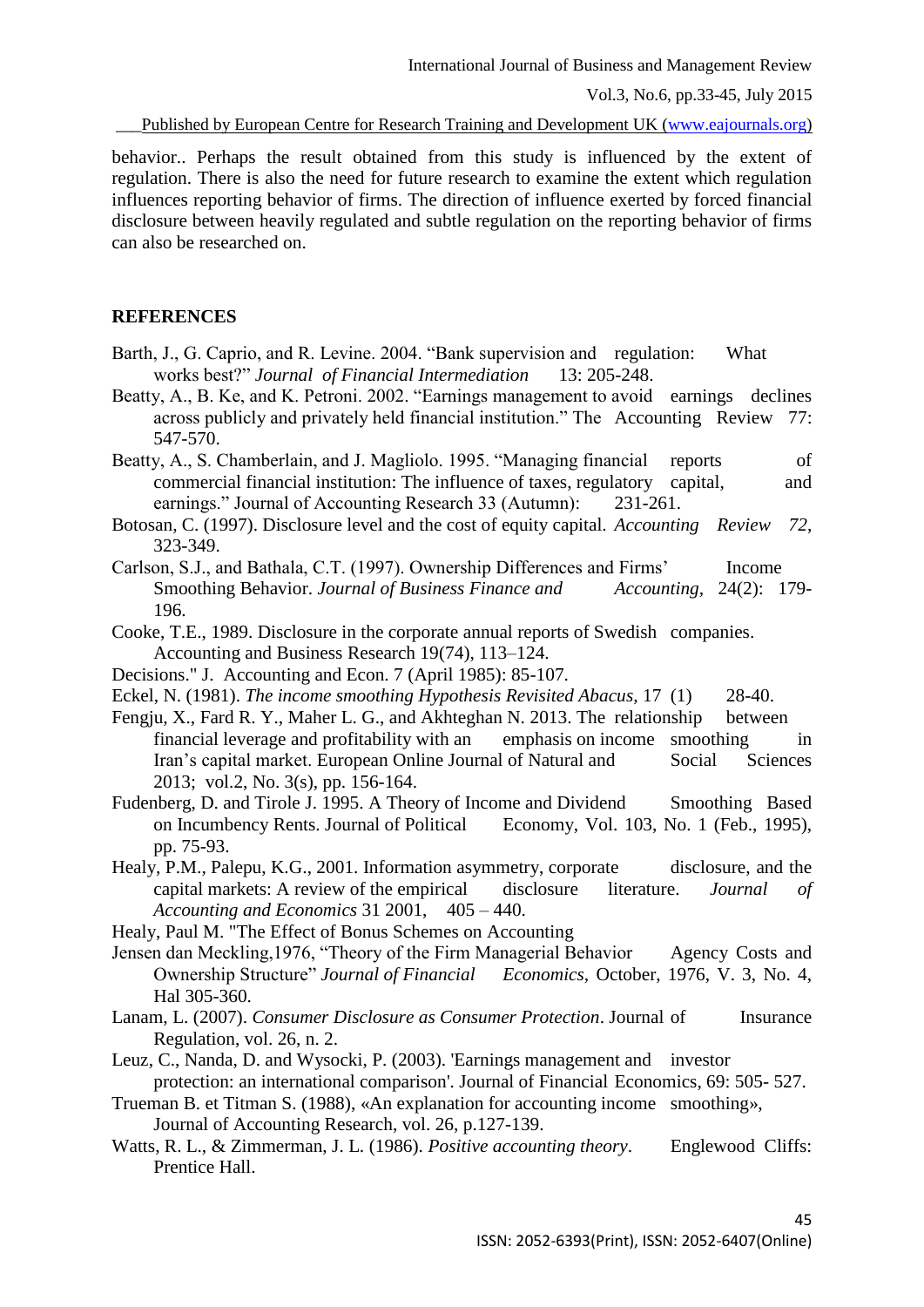behavior.. Perhaps the result obtained from this study is influenced by the extent of regulation. There is also the need for future research to examine the extent which regulation influences reporting behavior of firms. The direction of influence exerted by forced financial disclosure between heavily regulated and subtle regulation on the reporting behavior of firms can also be researched on.

## REFERENCES

Barth, J., G. Caprio, and R. Levine. 2004. "Bank supervision and regulation: What works best?" *Journal of Financial Intermediation* 13: 205-248.

Beatty, A., B. Ke, and K. Petroni. 2002. "Earnings management to avoid earnings declines across publicly and privately held financial institution." The Accounting Review 77: 547-570.

Beatty, A., S. Chamberlain, and J. Magliolo. 1995. "Managing financial reports of commercial financial institution: The influence of taxes, regulatory capital, and earnings." Journal of Accounting Research 33 (Autumn): 231-261.

Botosan, C. (1997). Disclosure level and the cost of equity capital. *Accounting Review 72*, 323-349.

Carlson, S.J., and Bathala, C.T. (1997). Ownership Differences and Firms' Income Smoothing Behavior. *Journal of Business Finance and Accounting,* 24(2): 179-196.

Cooke, T.E., 1989. Disclosure in the corporate annual reports of Swedish companies. Accounting and Business Research 19(74), 113–124.

Decisions." J. Accounting and Econ. 7 (April 1985): 85-107.

Eckel, N. (1981). *The income smoothing Hypothesis Revisited Abacus*, 17 (1) 28-40.

Fengju, X., Fard R. Y., Maher L. G., and Akhteghan N. 2013. The relationship between financial leverage and profitability with an emphasis on income smoothing in Iran's capital market. European Online Journal of Natural and Social Sciences 2013; vol.2, No. 3(s), pp. 156-164.

Fudenberg, D. and Tirole J. 1995. A Theory of Income and Dividend Smoothing Based on Incumbency Rents. Journal of Political Economy, Vol. 103, No. 1 (Feb., 1995), pp. 75-93.

Healy, P.M., Palepu, K.G., 2001. Information asymmetry, corporate disclosure, and the capital markets: A review of the empirical disclosure literature. *Journal of Accounting and Economics* 31 2001, 405 – 440.

Healy, Paul M. "The Effect of Bonus Schemes on Accounting

Jensen dan Meckling,1976, "Theory of the Firm Managerial Behavior Agency Costs and Ownership Structure" *Journal of Financial Economics,* October, 1976, V. 3, No. 4, Hal 305-360.

Lanam, L. (2007). *Consumer Disclosure as Consumer Protection*. Journal of Insurance Regulation, vol. 26, n. 2.

Leuz, C., Nanda, D. and Wysocki, P. (2003). 'Earnings management and investor protection: an international comparison'. Journal of Financial Economics, 69: 505- 527.

Trueman B. et Titman S. (1988), «An explanation for accounting income smoothing», Journal of Accounting Research, vol. 26, p.127-139.

Watts, R. L., & Zimmerman, J. L. (1986). *Positive accounting theory*. Englewood Cliffs: Prentice Hall.